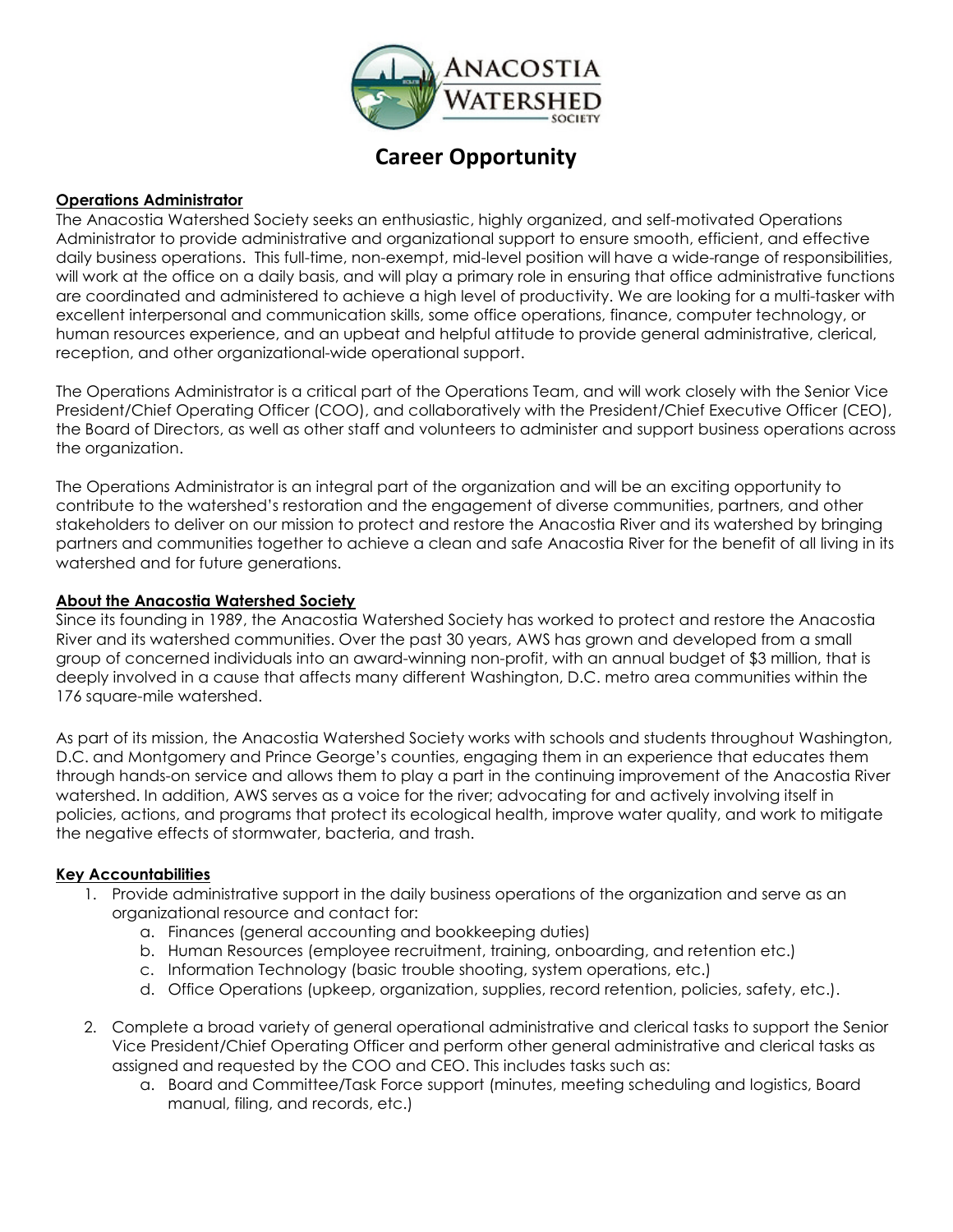# Career Opportunity

**Operations Administrator**

The Anacostia Watershed Society seeks an enthusiastic, highly organized, and self-motivated Operations Administrator to provide administrative and organizational support to ensure smooth, efficient, and effective daily business operations. This full-time, non-exempt, mid-level position will have a wide-range of responsibilities, will work at the office on a daily basis, and will play a primary role in ensuring that office administrative functions are coordinated and administered to achieve a high level of productivity. We are looking for a multi-tasker with excellent interpersonal and communication skills, some office operations, finance, computer technology, or human resources experience, and an upbeat and helpful attitude to provide general administrative, clerical, reception, and other organizational-wide operational support.

The Operations Administrator is a critical part of the Operations Team, and will work closely with the Senior Vice President/Chief Operating Officer (COO), and collaboratively with the President/Chief Executive Officer (CEO), the Board of Directors, as well as other staff and volunteers to administer and support business operations across the organization.

The Operations Administrator is an integral part of the organization and will be an exciting opportunity to contribute to the watershed's restoration and the engagement of diverse communities, partners, and other stakeholders to deliver on our mission to protect and restore the Anacostia River and its watershed by bringing partners and communities together to achieve a clean and safe Anacostia River for the benefit of all living in its watershed and for future generations.

**About the Anacostia Watershed Society**

Since its founding in 1989, the Anacostia Watershed Society has worked to protect and restore the Anacostia River and its watershed communities. Over the past 30 years, AWS has grown and developed from a small group of concerned individuals into an award-winning non-profit, with an annual budget of $3 million, that is deeply involved in a cause that affects many different Washington, D.C. metro area communities within the 176 square-mile watershed.

As part of its mission, the Anacostia Watershed Society works with schools and students throughout Washington, D.C. and Montgomery and Prince George's counties, engaging them in an experience that educates them through hands-on service and allows them to play a part in the continuing improvement of the Anacostia River watershed. In addition, AWS serves as a voice for the river; advocating for and actively involving itself in policies, actions, and programs that protect its ecological health, improve water quality, and work to mitigate the negative effects of stormwater, bacteria, and trash.

**Key Accountabilities**

1. Provide administrative support in the daily business operations of the organization and serve as an organizational resource and contact for:
   a. Finances (general accounting and bookkeeping duties)
   b. Human Resources (employee recruitment, training, onboarding, and retention etc.)
   c. Information Technology (basic trouble shooting, system operations, etc.)
   d. Office Operations (upkeep, organization, supplies, record retention, policies, safety, etc.).

2. Complete a broad variety of general operational administrative and clerical tasks to support the Senior Vice President/Chief Operating Officer and perform other general administrative and clerical tasks as assigned and requested by the COO and CEO. This includes tasks such as:
   a. Board and Committee/Task Force support (minutes, meeting scheduling and logistics, Board manual, filing, and records, etc.)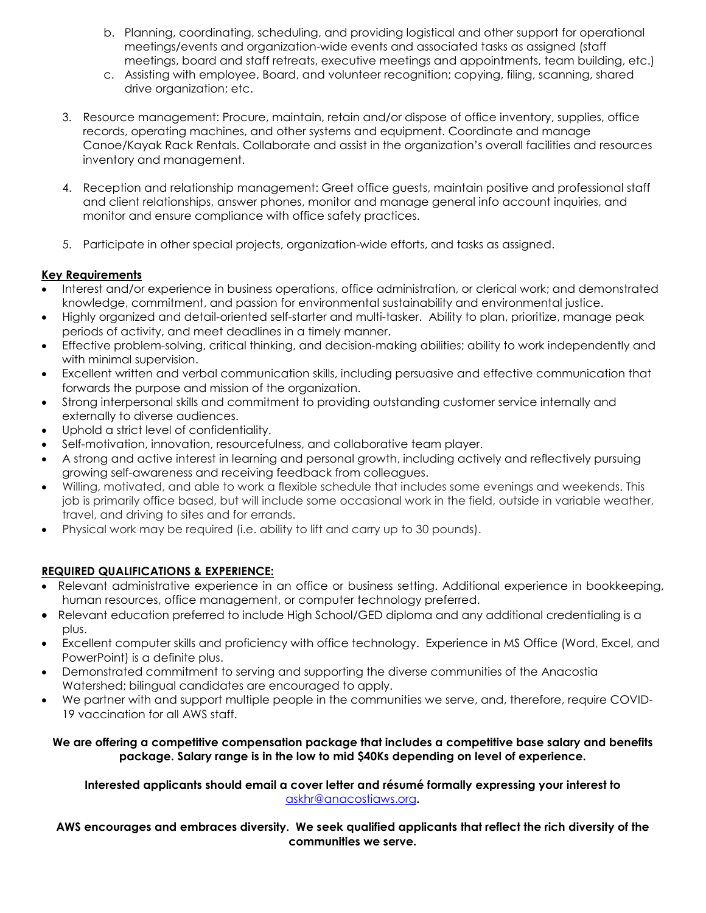b. Planning, coordinating, scheduling, and providing logistical and other support for operational meetings/events and organization-wide events and associated tasks as assigned (staff meetings, board and staff retreats, executive meetings and appointments, team building, etc.)
   c. Assisting with employee, Board, and volunteer recognition; copying, filing, scanning, shared drive organization; etc.

3. Resource management: Procure, maintain, retain and/or dispose of office inventory, supplies, office records, operating machines, and other systems and equipment. Coordinate and manage Canoe/Kayak Rack Rentals. Collaborate and assist in the organization's overall facilities and resources inventory and management.

4. Reception and relationship management: Greet office guests, maintain positive and professional staff and client relationships, answer phones, monitor and manage general info account inquiries, and monitor and ensure compliance with office safety practices.

5. Participate in other special projects, organization-wide efforts, and tasks as assigned.

**Key Requirements**

- Interest and/or experience in business operations, office administration, or clerical work; and demonstrated knowledge, commitment, and passion for environmental sustainability and environmental justice.
- Highly organized and detail-oriented self-starter and multi-tasker. Ability to plan, prioritize, manage peak periods of activity, and meet deadlines in a timely manner.
- Effective problem-solving, critical thinking, and decision-making abilities; ability to work independently and with minimal supervision.
- Excellent written and verbal communication skills, including persuasive and effective communication that forwards the purpose and mission of the organization.
- Strong interpersonal skills and commitment to providing outstanding customer service internally and externally to diverse audiences.
- Uphold a strict level of confidentiality.
- Self-motivation, innovation, resourcefulness, and collaborative team player.
- A strong and active interest in learning and personal growth, including actively and reflectively pursuing growing self-awareness and receiving feedback from colleagues.
- Willing, motivated, and able to work a flexible schedule that includes some evenings and weekends. This job is primarily office based, but will include some occasional work in the field, outside in variable weather, travel, and driving to sites and for errands.
- Physical work may be required (i.e. ability to lift and carry up to 30 pounds).

**REQUIRED QUALIFICATIONS & EXPERIENCE:**

- Relevant administrative experience in an office or business setting. Additional experience in bookkeeping, human resources, office management, or computer technology preferred.
- Relevant education preferred to include High School/GED diploma and any additional credentialing is a plus.
- Excellent computer skills and proficiency with office technology. Experience in MS Office (Word, Excel, and PowerPoint) is a definite plus.
- Demonstrated commitment to serving and supporting the diverse communities of the Anacostia Watershed; bilingual candidates are encouraged to apply.
- We partner with and support multiple people in the communities we serve, and, therefore, require COVID-19 vaccination for all AWS staff.

**We are offering a competitive compensation package that includes a competitive base salary and benefits package. Salary range is in the low to mid $40Ks depending on level of experience.**

**Interested applicants should email a cover letter and résumé formally expressing your interest to askhr@anacostiaws.org.**

**AWS encourages and embraces diversity. We seek qualified applicants that reflect the rich diversity of the communities we serve.**